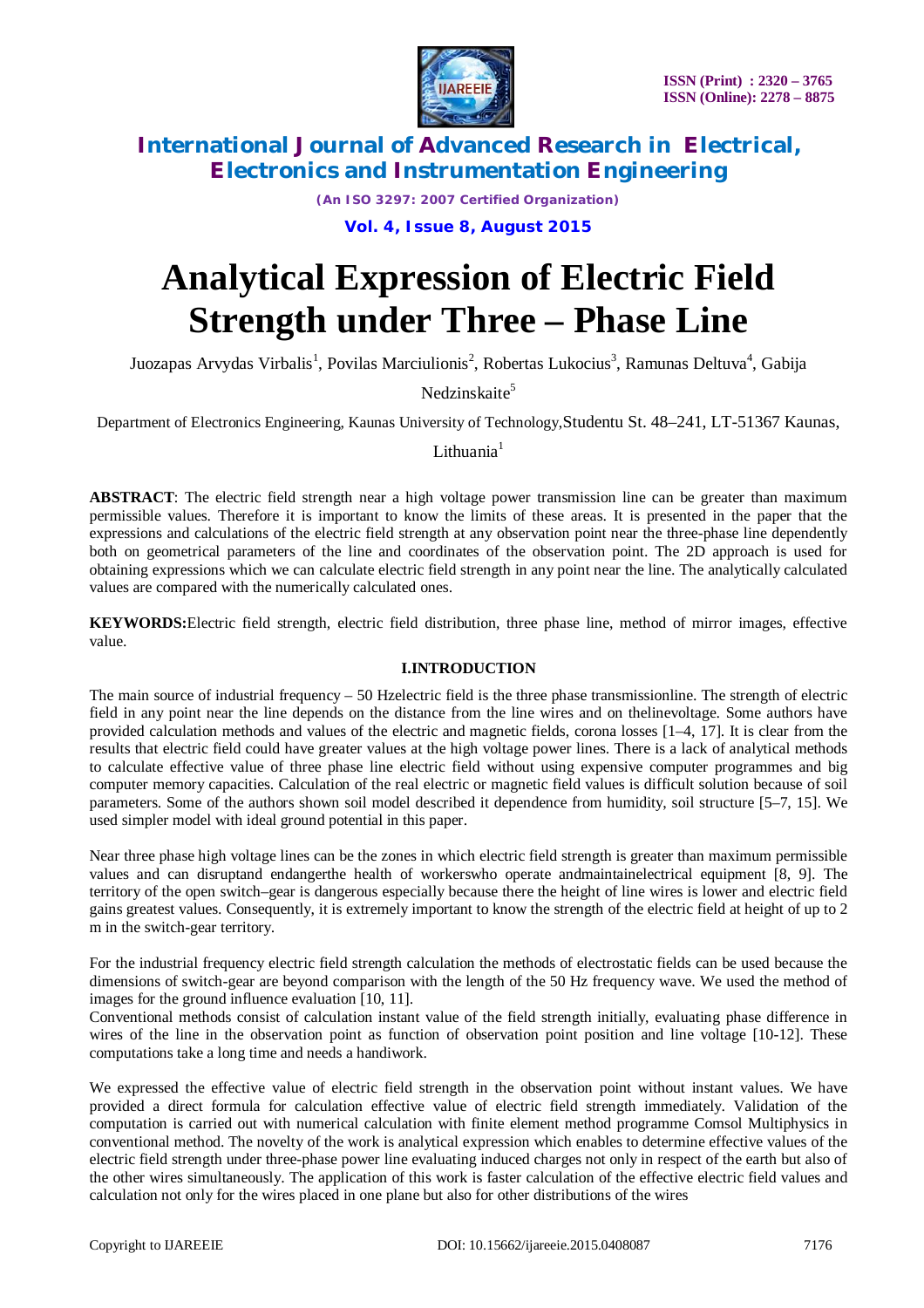# Analytical Expression of Electric Field Strength under Three – Phase Line

Juozapas Arvydas Virbalis[1], Povilas Marciulionis[2], Robertas Lukocius[3], Ramunas Deltuva[4], Gabija Nedzinskaite[5]

Department of Electronics Engineering, Kaunas University of Technology,Studentu St. 48–241, LT-51367 Kaunas, Lithuania[1]

**ABSTRACT**: The electric field strength near a high voltage power transmission line can be greater than maximum permissible values. Therefore it is important to know the limits of these areas. It is presented in the paper that the expressions and calculations of the electric field strength at any observation point near the three-phase line dependently both on geometrical parameters of the line and coordinates of the observation point. The 2D approach is used for obtaining expressions which we can calculate electric field strength in any point near the line. The analytically calculated values are compared with the numerically calculated ones.

**KEYWORDS:**Electric field strength, electric field distribution, three phase line, method of mirror images, effective value.

## I.INTRODUCTION

The main source of industrial frequency – 50 Hzelectric field is the three phase transmissionline. The strength of electric field in any point near the line depends on the distance from the line wires and on thelinevoltage. Some authors have provided calculation methods and values of the electric and magnetic fields, corona losses [1–4, 17]. It is clear from the results that electric field could have greater values at the high voltage power lines. There is a lack of analytical methods to calculate effective value of three phase line electric field without using expensive computer programmes and big computer memory capacities. Calculation of the real electric or magnetic field values is difficult solution because of soil parameters. Some of the authors shown soil model described it dependence from humidity, soil structure [5–7, 15]. We used simpler model with ideal ground potential in this paper.

Near three phase high voltage lines can be the zones in which electric field strength is greater than maximum permissible values and can disruptand endangerthe health of workerswho operate andmaintainelectrical equipment [8, 9]. The territory of the open switch–gear is dangerous especially because there the height of line wires is lower and electric field gains greatest values. Consequently, it is extremely important to know the strength of the electric field at height of up to 2 m in the switch-gear territory.

For the industrial frequency electric field strength calculation the methods of electrostatic fields can be used because the dimensions of switch-gear are beyond comparison with the length of the 50 Hz frequency wave. We used the method of images for the ground influence evaluation [10, 11].
Conventional methods consist of calculation instant value of the field strength initially, evaluating phase difference in wires of the line in the observation point as function of observation point position and line voltage [10-12]. These computations take a long time and needs a handiwork.

We expressed the effective value of electric field strength in the observation point without instant values. We have provided a direct formula for calculation effective value of electric field strength immediately. Validation of the computation is carried out with numerical calculation with finite element method programme Comsol Multiphysics in conventional method. The novelty of the work is analytical expression which enables to determine effective values of the electric field strength under three-phase power line evaluating induced charges not only in respect of the earth but also of the other wires simultaneously. The application of this work is faster calculation of the effective electric field values and calculation not only for the wires placed in one plane but also for other distributions of the wires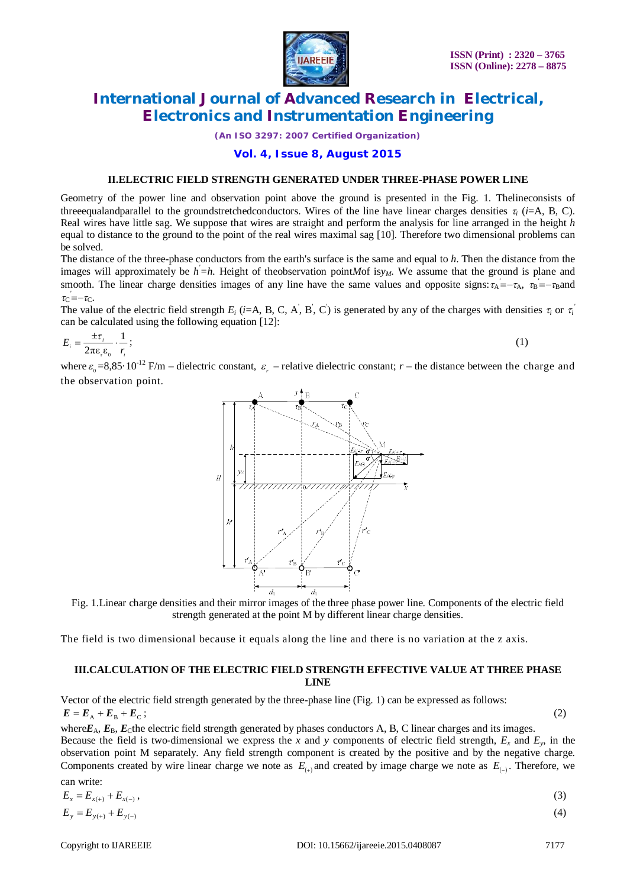## II. ELECTRIC FIELD STRENGTH GENERATED UNDER THREE-PHASE POWER LINE

Geometry of the power line and observation point above the ground is presented in the Fig. 1. The line consists of three equal and parallel to the ground stretched conductors. Wires of the line have linear charges densities $\tau_i$ ($i$=A, B, C). Real wires have little sag. We suppose that wires are straight and perform the analysis for line arranged in the height $h$ equal to distance to the ground to the point of the real wires maximal sag [10]. Therefore two dimensional problems can be solved.

The distance of the three-phase conductors from the earth's surface is the same and equal to $h$. Then the distance from the images will approximately be $h'=h$. Height of the observation point $M$ of is $y_M$. We assume that the ground is plane and smooth. The linear charge densities images of any line have the same values and opposite signs: $\tau_A'=-\tau_A$, $\tau_B'=-\tau_B$ and $\tau_C'=-\tau_C$.

The value of the electric field strength $E_i$ ($i$=A, B, C, A', B', C') is generated by any of the charges with densities $\tau_i$ or $\tau_i'$ can be calculated using the following equation [12]:

$$E_i = \frac{\pm\tau_i}{2\pi\varepsilon_r\varepsilon_0} \cdot \frac{1}{r_i}; \tag{1}$$

where $\varepsilon_0$ =8,85·10$^{-12}$ F/m – dielectric constant, $\varepsilon_r$ – relative dielectric constant; $r$ – the distance between the charge and the observation point.

Fig. 1. Linear charge densities and their mirror images of the three phase power line. Components of the electric field strength generated at the point M by different linear charge densities.

The field is two dimensional because it equals along the line and there is no variation at the z axis.

## III. CALCULATION OF THE ELECTRIC FIELD STRENGTH EFFECTIVE VALUE AT THREE PHASE LINE

Vector of the electric field strength generated by the three-phase line (Fig. 1) can be expressed as follows:

$$\boldsymbol{E} = \boldsymbol{E}_A + \boldsymbol{E}_B + \boldsymbol{E}_C; \tag{2}$$

where $\boldsymbol{E}_A$, $\boldsymbol{E}_B$, $\boldsymbol{E}_C$ the electric field strength generated by phases conductors A, B, C linear charges and its images.

Because the field is two-dimensional we express the $x$ and $y$ components of electric field strength, $E_x$ and $E_y$, in the observation point M separately. Any field strength component is created by the positive and by the negative charge. Components created by wire linear charge we note as $E_{(+)}$ and created by image charge we note as $E_{(-)}$. Therefore, we can write:

$$E_x = E_{x(+)} + E_{x(-)}, \tag{3}$$

$$E_y = E_{y(+)} + E_{y(-)} \tag{4}$$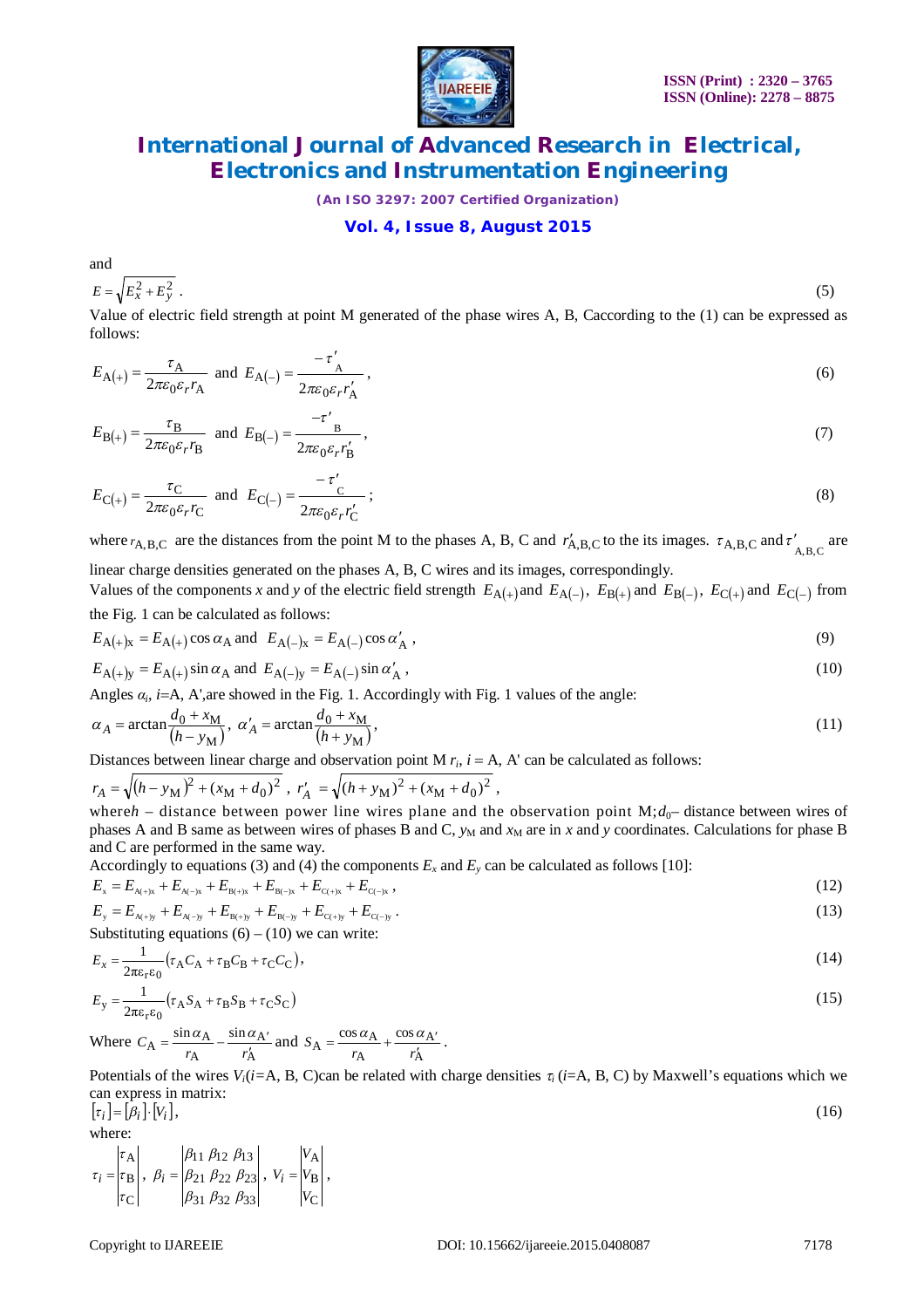and

$$E = \sqrt{E_x^2 + E_y^2} \ . \tag{5}$$

Value of electric field strength at point M generated of the phase wires A, B, Caccording to the (1) can be expressed as follows:

$$E_{A(+)} = \frac{\tau_A}{2\pi\varepsilon_0\varepsilon_r r_A} \text{ and } E_{A(-)} = \frac{-\tau'_A}{2\pi\varepsilon_0\varepsilon_r r'_A}, \tag{6}$$

$$E_{B(+)} = \frac{\tau_B}{2\pi\varepsilon_0\varepsilon_r r_B} \text{ and } E_{B(-)} = \frac{-\tau'_B}{2\pi\varepsilon_0\varepsilon_r r'_B}, \tag{7}$$

$$E_{C(+)} = \frac{\tau_C}{2\pi\varepsilon_0\varepsilon_r r_C} \text{ and } E_{C(-)} = \frac{-\tau'_C}{2\pi\varepsilon_0\varepsilon_r r'_C}; \tag{8}$$

where $r_{A,B,C}$ are the distances from the point M to the phases A, B, C and $r'_{A,B,C}$ to the its images. $\tau_{A,B,C}$ and $\tau'_{A,B,C}$ are linear charge densities generated on the phases A, B, C wires and its images, correspondingly.

Values of the components $x$ and $y$ of the electric field strength $E_{A(+)}$ and $E_{A(-)}$, $E_{B(+)}$ and $E_{B(-)}$, $E_{C(+)}$ and $E_{C(-)}$ from the Fig. 1 can be calculated as follows:

$$E_{A(+)x} = E_{A(+)} \cos\alpha_A \text{ and } E_{A(-)x} = E_{A(-)} \cos\alpha'_A, \tag{9}$$

$$E_{A(+)y} = E_{A(+)} \sin\alpha_A \text{ and } E_{A(-)y} = E_{A(-)} \sin\alpha'_A, \tag{10}$$

Angles $\alpha_i$, $i$=A, A',are showed in the Fig. 1. Accordingly with Fig. 1 values of the angle:

$$\alpha_A = \arctan\frac{d_0 + x_M}{(h - y_M)}, \ \alpha'_A = \arctan\frac{d_0 + x_M}{(h + y_M)}, \tag{11}$$

Distances between linear charge and observation point M $r_i$, $i$ = A, A' can be calculated as follows:

$$r_A = \sqrt{(h - y_M)^2 + (x_M + d_0)^2}, \ r'_A = \sqrt{(h + y_M)^2 + (x_M + d_0)^2},$$

where$h$ – distance between power line wires plane and the observation point M;$d_0$– distance between wires of phases A and B same as between wires of phases B and C, $y_M$ and $x_M$ are in $x$ and $y$ coordinates. Calculations for phase B and C are performed in the same way.

Accordingly to equations (3) and (4) the components $E_x$ and $E_y$ can be calculated as follows [10]:

$$E_x = E_{A(+)x} + E_{A(-)x} + E_{B(+)x} + E_{B(-)x} + E_{C(+)x} + E_{C(-)x}, \tag{12}$$

$$E_y = E_{A(+)y} + E_{A(-)y} + E_{B(+)y} + E_{B(-)y} + E_{C(+)y} + E_{C(-)y}. \tag{13}$$

Substituting equations (6) – (10) we can write:

$$E_x = \frac{1}{2\pi\varepsilon_r\varepsilon_0}(\tau_A C_A + \tau_B C_B + \tau_C C_C), \tag{14}$$

$$E_y = \frac{1}{2\pi\varepsilon_r\varepsilon_0}(\tau_A S_A + \tau_B S_B + \tau_C S_C) \tag{15}$$

Where $C_A = \frac{\sin\alpha_A}{r_A} - \frac{\sin\alpha_{A'}}{r'_A}$ and $S_A = \frac{\cos\alpha_A}{r_A} + \frac{\cos\alpha_{A'}}{r'_A}$.

Potentials of the wires $V_i$($i$=A, B, C)can be related with charge densities $\tau_i$ ($i$=A, B, C) by Maxwell's equations which we can express in matrix:

$$[\tau_i] = [\beta_i] \cdot [V_i], \tag{16}$$

where:

$$\tau_i = \begin{vmatrix} \tau_A \\ \tau_B \\ \tau_C \end{vmatrix}, \ \beta_i = \begin{vmatrix} \beta_{11} & \beta_{12} & \beta_{13} \\ \beta_{21} & \beta_{22} & \beta_{23} \\ \beta_{31} & \beta_{32} & \beta_{33} \end{vmatrix}, \ V_i = \begin{vmatrix} V_A \\ V_B \\ V_C \end{vmatrix},$$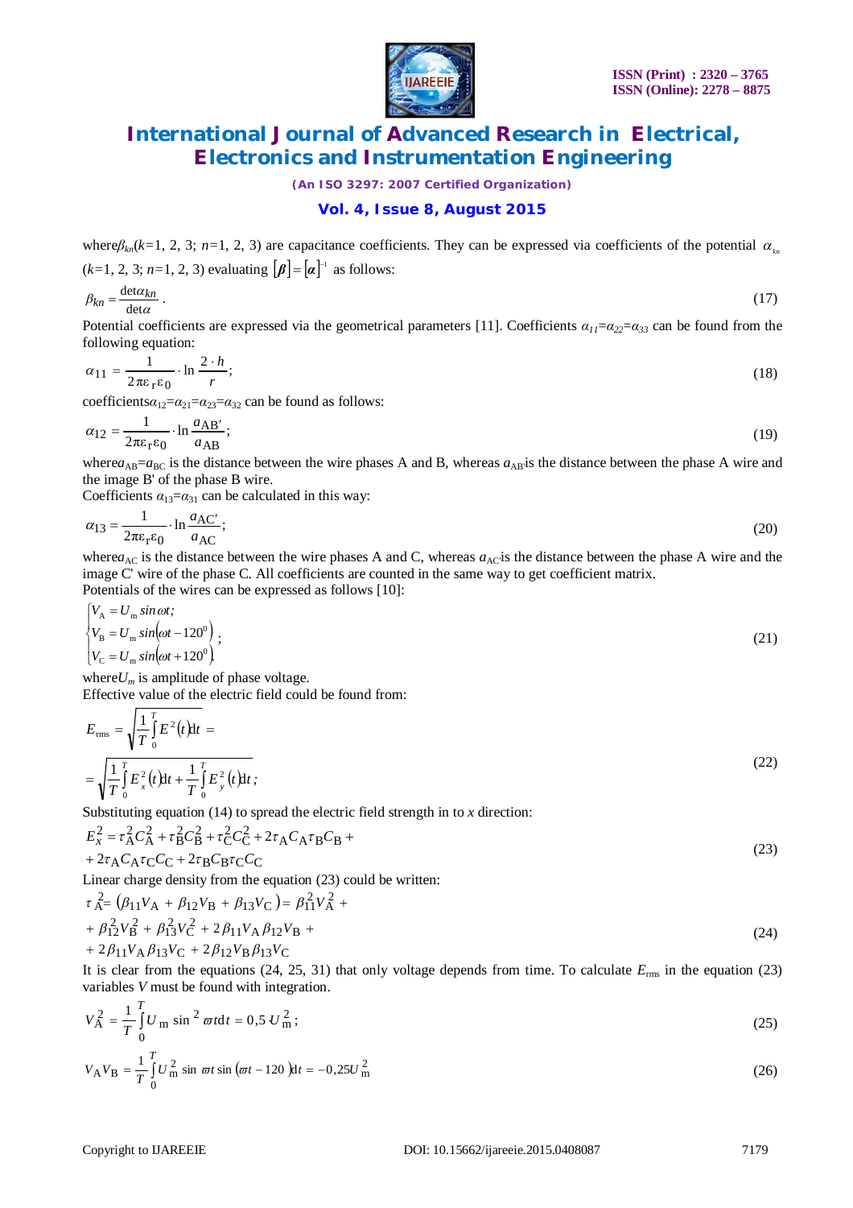where $\beta_{kn}$($k$=1, 2, 3; $n$=1, 2, 3) are capacitance coefficients. They can be expressed via coefficients of the potential $\alpha_{kn}$ ($k$=1, 2, 3; $n$=1, 2, 3) evaluating $[\boldsymbol{\beta}] = [\boldsymbol{\alpha}]^{-1}$ as follows:

$$\beta_{kn} = \frac{\det\alpha_{kn}}{\det\alpha}. \tag{17}$$

Potential coefficients are expressed via the geometrical parameters [11]. Coefficients $\alpha_{11}=\alpha_{22}=\alpha_{33}$ can be found from the following equation:

$$\alpha_{11} = \frac{1}{2\pi\varepsilon_r\varepsilon_0} \cdot \ln\frac{2 \cdot h}{r}; \tag{18}$$

coefficients $\alpha_{12}=\alpha_{21}=\alpha_{23}=\alpha_{32}$ can be found as follows:

$$\alpha_{12} = \frac{1}{2\pi\varepsilon_r\varepsilon_0} \cdot \ln\frac{a_{AB'}}{a_{AB}}; \tag{19}$$

where $a_{AB}=a_{BC}$ is the distance between the wire phases A and B, whereas $a_{AB'}$ is the distance between the phase A wire and the image B' of the phase B wire.

Coefficients $\alpha_{13}=\alpha_{31}$ can be calculated in this way:

$$\alpha_{13} = \frac{1}{2\pi\varepsilon_r\varepsilon_0} \cdot \ln\frac{a_{AC'}}{a_{AC}}; \tag{20}$$

where $a_{AC}$ is the distance between the wire phases A and C, whereas $a_{AC'}$ is the distance between the phase A wire and the image C' wire of the phase C. All coefficients are counted in the same way to get coefficient matrix.

Potentials of the wires can be expressed as follows [10]:

$$\begin{cases} V_A = U_m \sin\omega t; \\ V_B = U_m \sin\left(\omega t - 120^0\right); \\ V_C = U_m \sin\left(\omega t + 120^0\right). \end{cases} \tag{21}$$

where $U_m$ is amplitude of phase voltage.

Effective value of the electric field could be found from:

$$E_{rms} = \sqrt{\frac{1}{T}\int_0^T E^2(t)dt} = \sqrt{\frac{1}{T}\int_0^T E_x^2(t)dt + \frac{1}{T}\int_0^T E_y^2(t)dt}; \tag{22}$$

Substituting equation (14) to spread the electric field strength in to $x$ direction:

$$E_x^2 = \tau_A^2 C_A^2 + \tau_B^2 C_B^2 + \tau_C^2 C_C^2 + 2\tau_A C_A \tau_B C_B + 2\tau_A C_A \tau_C C_C + 2\tau_B C_B \tau_C C_C \tag{23}$$

Linear charge density from the equation (23) could be written:

$$\tau_A^2 = \left(\beta_{11}V_A + \beta_{12}V_B + \beta_{13}V_C\right) = \beta_{11}^2 V_A^2 + \beta_{12}^2 V_B^2 + \beta_{13}^2 V_C^2 + 2\beta_{11}V_A\beta_{12}V_B + 2\beta_{11}V_A\beta_{13}V_C + 2\beta_{12}V_B\beta_{13}V_C \tag{24}$$

It is clear from the equations (24, 25, 31) that only voltage depends from time. To calculate $E_{rms}$ in the equation (23) variables $V$ must be found with integration.

$$V_A^2 = \frac{1}{T}\int_0^T U_m \sin^2 \varpi t dt = 0{,}5\, U_m^2; \tag{25}$$

$$V_A V_B = \frac{1}{T}\int_0^T U_m^2 \sin\varpi t \sin\left(\varpi t - 120\right)dt = -0{,}25 U_m^2 \tag{26}$$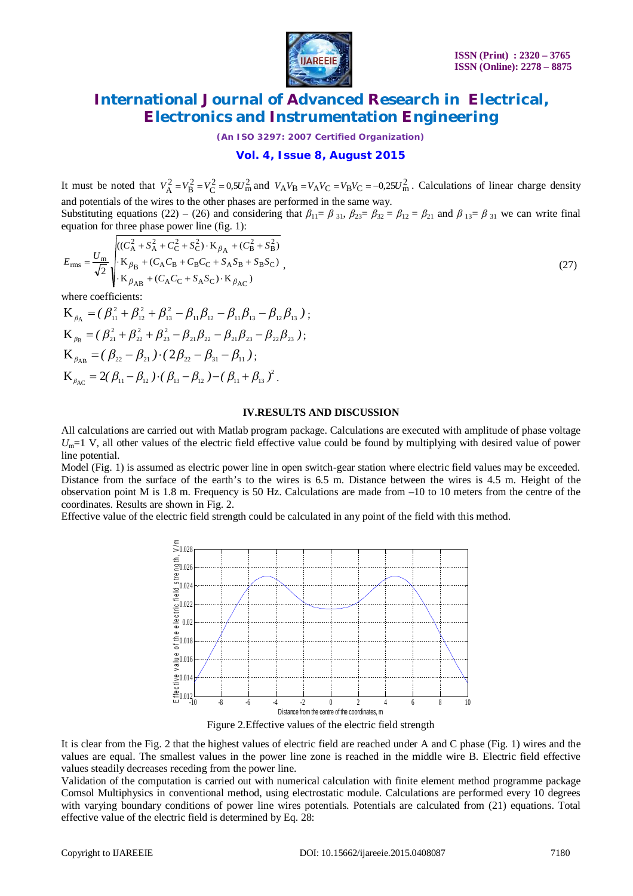It must be noted that $V_A^2 = V_B^2 = V_C^2 = 0{,}5U_m^2$ and $V_A V_B = V_A V_C = V_B V_C = -0{,}25U_m^2$. Calculations of linear charge density and potentials of the wires to the other phases are performed in the same way.

Substituting equations (22) – (26) and considering that $\beta_{11} = \beta_{31}$, $\beta_{23} = \beta_{32} = \beta_{12} = \beta_{21}$ and $\beta_{13} = \beta_{31}$ we can write final equation for three phase power line (fig. 1):

$$E_{\mathrm{rms}} = \frac{U_m}{\sqrt{2}} \sqrt{\begin{aligned} &((C_A^2 + S_A^2 + C_C^2 + S_C^2)\cdot \mathrm{K}_{\beta_A} + (C_B^2 + S_B^2) \\ &\cdot \mathrm{K}_{\beta_B} + (C_A C_B + C_B C_C + S_A S_B + S_B S_C) \\ &\cdot \mathrm{K}_{\beta_{AB}} + (C_A C_C + S_A S_C)\cdot \mathrm{K}_{\beta_{AC}}) \end{aligned}}, \tag{27}$$

where coefficients:

$$\mathrm{K}_{\beta_A} = (\beta_{11}^2 + \beta_{12}^2 + \beta_{13}^2 - \beta_{11}\beta_{12} - \beta_{11}\beta_{13} - \beta_{12}\beta_{13});$$

$$\mathrm{K}_{\beta_B} = (\beta_{21}^2 + \beta_{22}^2 + \beta_{23}^2 - \beta_{21}\beta_{22} - \beta_{21}\beta_{23} - \beta_{22}\beta_{23});$$

$$\mathrm{K}_{\beta_{AB}} = (\beta_{22} - \beta_{21})\cdot(2\beta_{22} - \beta_{31} - \beta_{11});$$

$$\mathrm{K}_{\beta_{AC}} = 2(\beta_{11} - \beta_{12})\cdot(\beta_{13} - \beta_{12}) - (\beta_{11} + \beta_{13})^2.$$

## IV.RESULTS AND DISCUSSION

All calculations are carried out with Matlab program package. Calculations are executed with amplitude of phase voltage $U_m$=1 V, all other values of the electric field effective value could be found by multiplying with desired value of power line potential.

Model (Fig. 1) is assumed as electric power line in open switch-gear station where electric field values may be exceeded. Distance from the surface of the earth's to the wires is 6.5 m. Distance between the wires is 4.5 m. Height of the observation point M is 1.8 m. Frequency is 50 Hz. Calculations are made from –10 to 10 meters from the centre of the coordinates. Results are shown in Fig. 2.

Effective value of the electric field strength could be calculated in any point of the field with this method.

Figure 2.Effective values of the electric field strength

It is clear from the Fig. 2 that the highest values of electric field are reached under A and C phase (Fig. 1) wires and the values are equal. The smallest values in the power line zone is reached in the middle wire B. Electric field effective values steadily decreases receding from the power line.

Validation of the computation is carried out with numerical calculation with finite element method programme package Comsol Multiphysics in conventional method, using electrostatic module. Calculations are performed every 10 degrees with varying boundary conditions of power line wires potentials. Potentials are calculated from (21) equations. Total effective value of the electric field is determined by Eq. 28: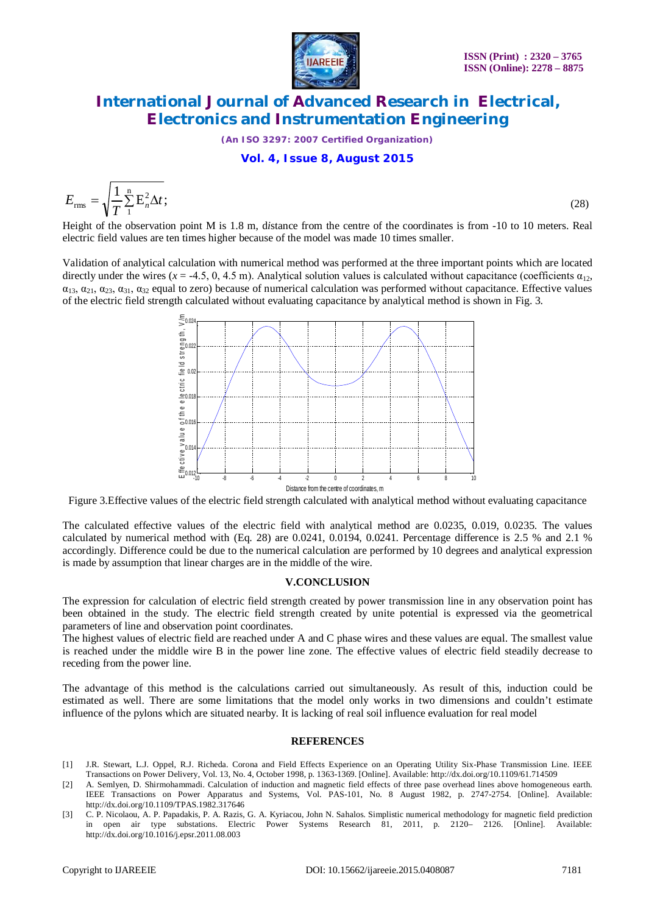$$E_{\rm rms} = \sqrt{\frac{1}{T}\sum_{1}^{n} \mathrm{E}_n^2 \Delta t}; \tag{28}$$

Height of the observation point M is 1.8 m, distance from the centre of the coordinates is from -10 to 10 meters. Real electric field values are ten times higher because of the model was made 10 times smaller.

Validation of analytical calculation with numerical method was performed at the three important points which are located directly under the wires ($x$ = -4.5, 0, 4.5 m). Analytical solution values is calculated without capacitance (coefficients $\alpha_{12}$, $\alpha_{13}$, $\alpha_{21}$, $\alpha_{23}$, $\alpha_{31}$, $\alpha_{32}$ equal to zero) because of numerical calculation was performed without capacitance. Effective values of the electric field strength calculated without evaluating capacitance by analytical method is shown in Fig. 3.

Figure 3.Effective values of the electric field strength calculated with analytical method without evaluating capacitance

The calculated effective values of the electric field with analytical method are 0.0235, 0.019, 0.0235. The values calculated by numerical method with (Eq. 28) are 0.0241, 0.0194, 0.0241. Percentage difference is 2.5 % and 2.1 % accordingly. Difference could be due to the numerical calculation are performed by 10 degrees and analytical expression is made by assumption that linear charges are in the middle of the wire.

## V.CONCLUSION

The expression for calculation of electric field strength created by power transmission line in any observation point has been obtained in the study. The electric field strength created by unite potential is expressed via the geometrical parameters of line and observation point coordinates.

The highest values of electric field are reached under A and C phase wires and these values are equal. The smallest value is reached under the middle wire B in the power line zone. The effective values of electric field steadily decrease to receding from the power line.

The advantage of this method is the calculations carried out simultaneously. As result of this, induction could be estimated as well. There are some limitations that the model only works in two dimensions and couldn't estimate influence of the pylons which are situated nearby. It is lacking of real soil influence evaluation for real model

## REFERENCES

[1] J.R. Stewart, L.J. Oppel, R.J. Richeda. Corona and Field Effects Experience on an Operating Utility Six-Phase Transmission Line. IEEE Transactions on Power Delivery, Vol. 13, No. 4, October 1998, p. 1363-1369. [Online]. Available: http://dx.doi.org/10.1109/61.714509

[2] A. Semlyen, D. Shirmohammadi. Calculation of induction and magnetic field effects of three pase overhead lines above homogeneous earth. IEEE Transactions on Power Apparatus and Systems, Vol. PAS-101, No. 8 August 1982, p. 2747-2754. [Online]. Available: http://dx.doi.org/10.1109/TPAS.1982.317646

[3] C. P. Nicolaou, A. P. Papadakis, P. A. Razis, G. A. Kyriacou, John N. Sahalos. Simplistic numerical methodology for magnetic field prediction in open air type substations. Electric Power Systems Research 81, 2011, p. 2120– 2126. [Online]. Available: http://dx.doi.org/10.1016/j.epsr.2011.08.003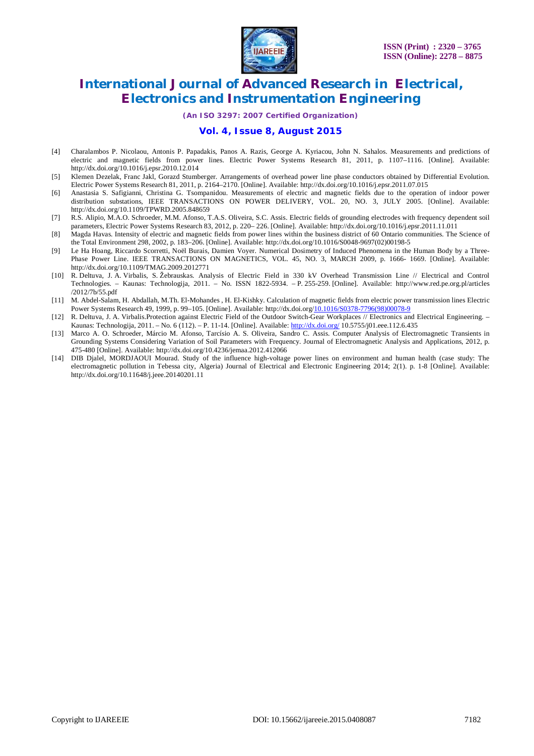[4] Charalambos P. Nicolaou, Antonis P. Papadakis, Panos A. Razis, George A. Kyriacou, John N. Sahalos. Measurements and predictions of electric and magnetic fields from power lines. Electric Power Systems Research 81, 2011, p. 1107–1116. [Online]. Available: http://dx.doi.org/10.1016/j.epsr.2010.12.014

[5] Klemen Dezelak, Franc Jakl, Gorazd Stumberger. Arrangements of overhead power line phase conductors obtained by Differential Evolution. Electric Power Systems Research 81, 2011, p. 2164–2170. [Online]. Available: http://dx.doi.org/10.1016/j.epsr.2011.07.015

[6] Anastasia S. Safigianni, Christina G. Tsompanidou. Measurements of electric and magnetic fields due to the operation of indoor power distribution substations, IEEE TRANSACTIONS ON POWER DELIVERY, VOL. 20, NO. 3, JULY 2005. [Online]. Available: http://dx.doi.org/10.1109/TPWRD.2005.848659

[7] R.S. Alipio, M.A.O. Schroeder, M.M. Afonso, T.A.S. Oliveira, S.C. Assis. Electric fields of grounding electrodes with frequency dependent soil parameters, Electric Power Systems Research 83, 2012, p. 220– 226. [Online]. Available: http://dx.doi.org/10.1016/j.epsr.2011.11.011

[8] Magda Havas. Intensity of electric and magnetic fields from power lines within the business district of 60 Ontario communities. The Science of the Total Environment 298, 2002, p. 183–206. [Online]. Available: http://dx.doi.org/10.1016/S0048-9697(02)00198-5

[9] Le Ha Hoang, Riccardo Scorretti, Noël Burais, Damien Voyer. Numerical Dosimetry of Induced Phenomena in the Human Body by a Three-Phase Power Line. IEEE TRANSACTIONS ON MAGNETICS, VOL. 45, NO. 3, MARCH 2009, p. 1666- 1669. [Online]. Available: http://dx.doi.org/10.1109/TMAG.2009.2012771

[10] R. Deltuva, J. A. Virbalis, S. Žebrauskas. Analysis of Electric Field in 330 kV Overhead Transmission Line // Electrical and Control Technologies. – Kaunas: Technologija, 2011. – No. ISSN 1822-5934. – P. 255-259. [Online]. Available: http://www.red.pe.org.pl/articles /2012/7b/55.pdf

[11] M. Abdel-Salam, H. Abdallah, M.Th. El-Mohandes , H. El-Kishky. Calculation of magnetic fields from electric power transmission lines Electric Power Systems Research 49, 1999, p. 99–105. [Online]. Available: http://dx.doi.org/10.1016/S0378-7796(98)00078-9

[12] R. Deltuva, J. A. Virbalis.Protection against Electric Field of the Outdoor Switch-Gear Workplaces // Electronics and Electrical Engineering. – Kaunas: Technologija, 2011. – No. 6 (112). – P. 11-14. [Online]. Available: http://dx.doi.org/ 10.5755/j01.eee.112.6.435

[13] Marco A. O. Schroeder, Márcio M. Afonso, Tarcísio A. S. Oliveira, Sandro C. Assis. Computer Analysis of Electromagnetic Transients in Grounding Systems Considering Variation of Soil Parameters with Frequency. Journal of Electromagnetic Analysis and Applications, 2012, p. 475-480 [Online]. Available: http://dx.doi.org/10.4236/jemaa.2012.412066

[14] DIB Djalel, MORDJAOUI Mourad. Study of the influence high-voltage power lines on environment and human health (case study: The electromagnetic pollution in Tebessa city, Algeria) Journal of Electrical and Electronic Engineering 2014; 2(1). p. 1-8 [Online]. Available: http://dx.doi.org/10.11648/j.jeee.20140201.11